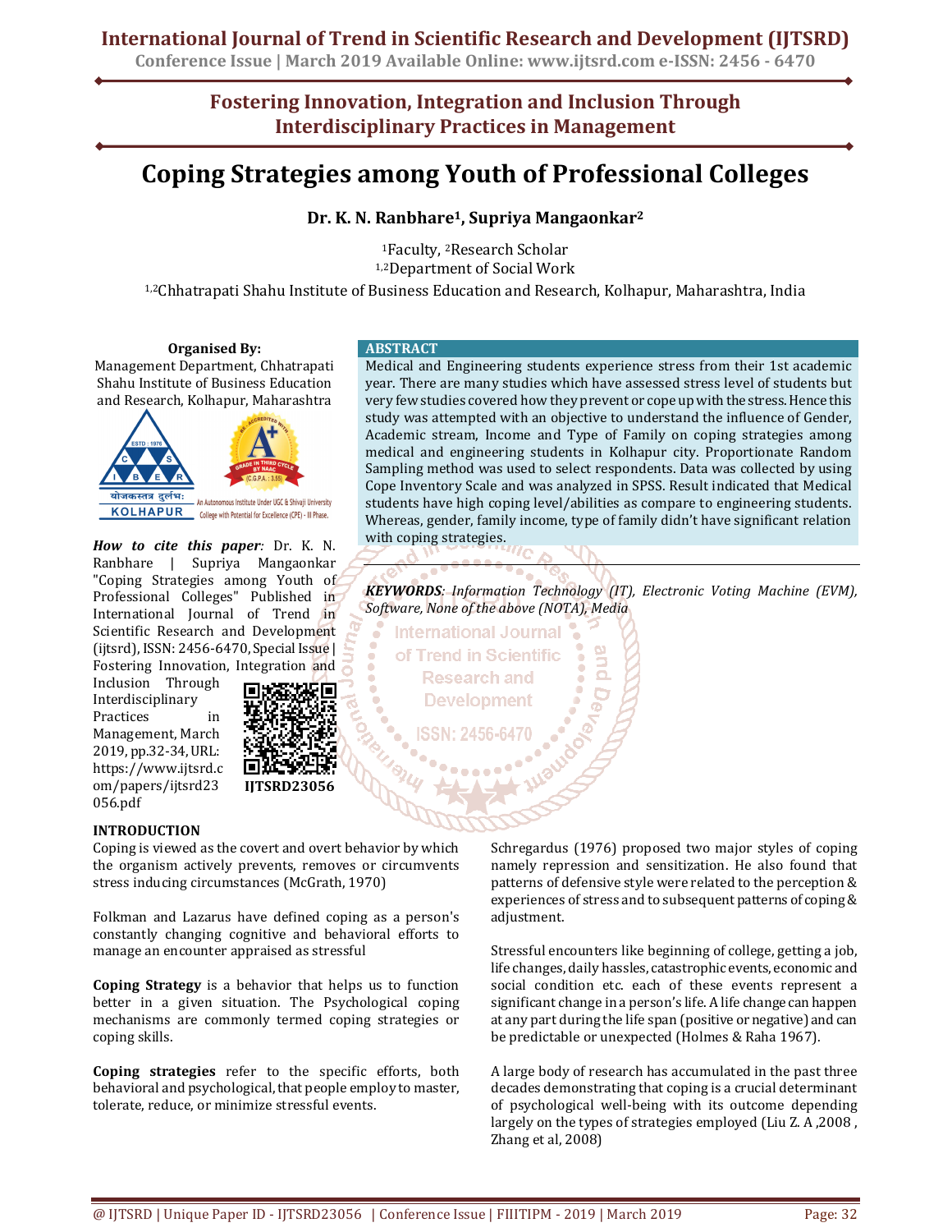# Fostering Innovation, Integration and Inclusion Through Interdisciplinary Practices in Management

# Coping Strategies among Youth of Professional Colleges

**Dr. K. N. Ranbhare[1], Supriya Mangaonkar[2]**

[1]Faculty, [2]Research Scholar

[1,2]Department of Social Work

[1,2]Chhatrapati Shahu Institute of Business Education and Research, Kolhapur, Maharashtra, India

**Organised By:**
Management Department, Chhatrapati Shahu Institute of Business Education and Research, Kolhapur, Maharashtra

***How to cite this paper***: Dr. K. N. Ranbhare | Supriya Mangaonkar "Coping Strategies among Youth of Professional Colleges" Published in International Journal of Trend in Scientific Research and Development (ijtsrd), ISSN: 2456-6470, Special Issue | Fostering Innovation, Integration and Inclusion Through Interdisciplinary Practices in Management, March 2019, pp.32-34, URL: https://www.ijtsrd.com/papers/ijtsrd23056.pdf

IJTSRD23056

## ABSTRACT

Medical and Engineering students experience stress from their 1st academic year. There are many studies which have assessed stress level of students but very few studies covered how they prevent or cope up with the stress. Hence this study was attempted with an objective to understand the influence of Gender, Academic stream, Income and Type of Family on coping strategies among medical and engineering students in Kolhapur city. Proportionate Random Sampling method was used to select respondents. Data was collected by using Cope Inventory Scale and was analyzed in SPSS. Result indicated that Medical students have high coping level/abilities as compare to engineering students. Whereas, gender, family income, type of family didn't have significant relation with coping strategies.

***KEYWORDS****: Information Technology (IT), Electronic Voting Machine (EVM), Software, None of the above (NOTA), Media*

## INTRODUCTION

Coping is viewed as the covert and overt behavior by which the organism actively prevents, removes or circumvents stress inducing circumstances (McGrath, 1970)

Folkman and Lazarus have defined coping as a person's constantly changing cognitive and behavioral efforts to manage an encounter appraised as stressful

**Coping Strategy** is a behavior that helps us to function better in a given situation. The Psychological coping mechanisms are commonly termed coping strategies or coping skills.

**Coping strategies** refer to the specific efforts, both behavioral and psychological, that people employ to master, tolerate, reduce, or minimize stressful events.

Schregardus (1976) proposed two major styles of coping namely repression and sensitization. He also found that patterns of defensive style were related to the perception & experiences of stress and to subsequent patterns of coping & adjustment.

Stressful encounters like beginning of college, getting a job, life changes, daily hassles, catastrophic events, economic and social condition etc. each of these events represent a significant change in a person's life. A life change can happen at any part during the life span (positive or negative) and can be predictable or unexpected (Holmes & Raha 1967).

A large body of research has accumulated in the past three decades demonstrating that coping is a crucial determinant of psychological well-being with its outcome depending largely on the types of strategies employed (Liu Z. A ,2008 , Zhang et al, 2008)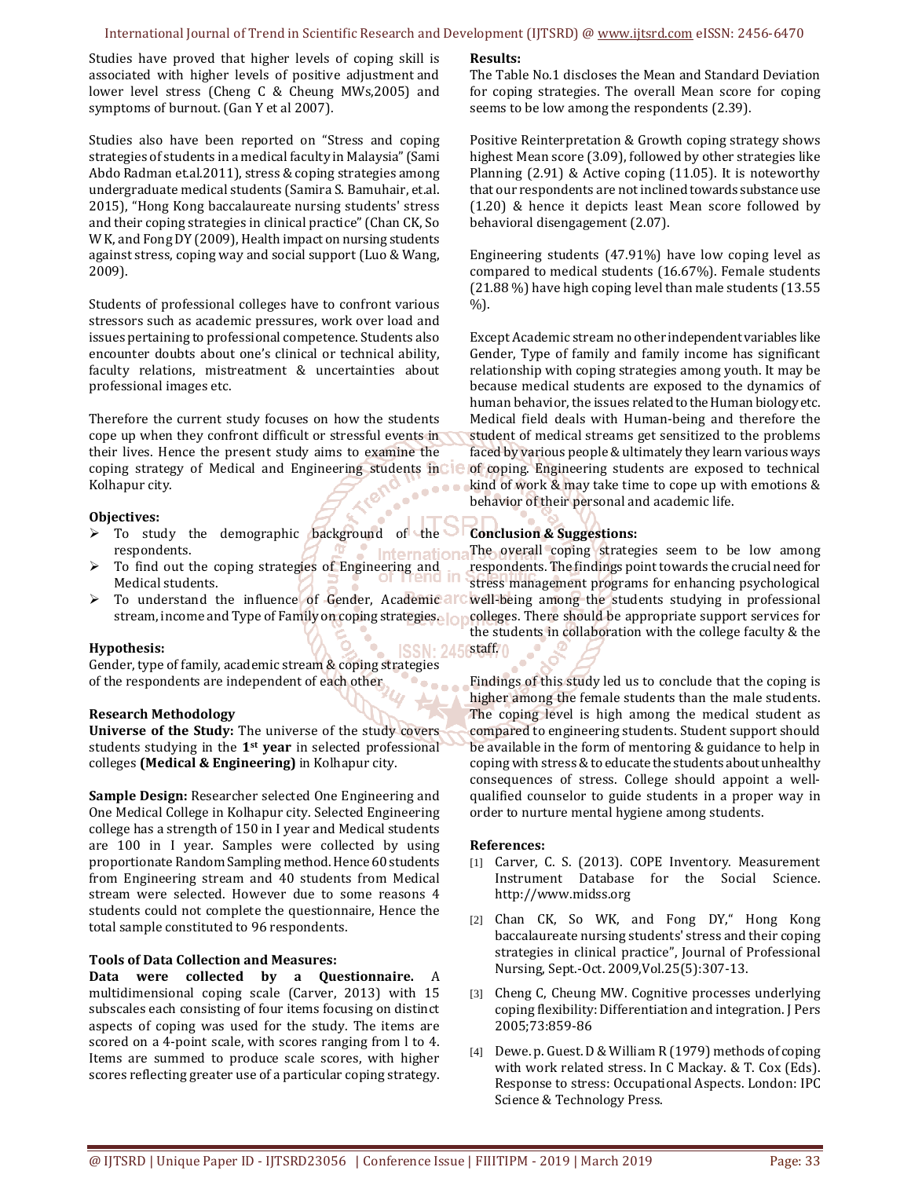Studies have proved that higher levels of coping skill is associated with higher levels of positive adjustment and lower level stress (Cheng C & Cheung MWs,2005) and symptoms of burnout. (Gan Y et al 2007).

Studies also have been reported on "Stress and coping strategies of students in a medical faculty in Malaysia" (Sami Abdo Radman et.al.2011), stress & coping strategies among undergraduate medical students (Samira S. Bamuhair, et.al. 2015), "Hong Kong baccalaureate nursing students' stress and their coping strategies in clinical practice" (Chan CK, So W K, and Fong DY (2009), Health impact on nursing students against stress, coping way and social support (Luo & Wang, 2009).

Students of professional colleges have to confront various stressors such as academic pressures, work over load and issues pertaining to professional competence. Students also encounter doubts about one's clinical or technical ability, faculty relations, mistreatment & uncertainties about professional images etc.

Therefore the current study focuses on how the students cope up when they confront difficult or stressful events in their lives. Hence the present study aims to examine the coping strategy of Medical and Engineering students in Kolhapur city.

**Objectives:**

- To study the demographic background of the respondents.
- To find out the coping strategies of Engineering and Medical students.
- To understand the influence of Gender, Academic stream, income and Type of Family on coping strategies.

**Hypothesis:**

Gender, type of family, academic stream & coping strategies of the respondents are independent of each other

**Research Methodology**

**Universe of the Study:** The universe of the study covers students studying in the **1st year** in selected professional colleges **(Medical & Engineering)** in Kolhapur city.

**Sample Design:** Researcher selected One Engineering and One Medical College in Kolhapur city. Selected Engineering college has a strength of 150 in I year and Medical students are 100 in I year. Samples were collected by using proportionate Random Sampling method. Hence 60 students from Engineering stream and 40 students from Medical stream were selected. However due to some reasons 4 students could not complete the questionnaire, Hence the total sample constituted to 96 respondents.

**Tools of Data Collection and Measures:**

**Data were collected by a Questionnaire.** A multidimensional coping scale (Carver, 2013) with 15 subscales each consisting of four items focusing on distinct aspects of coping was used for the study. The items are scored on a 4-point scale, with scores ranging from l to 4. Items are summed to produce scale scores, with higher scores reflecting greater use of a particular coping strategy.

**Results:**

The Table No.1 discloses the Mean and Standard Deviation for coping strategies. The overall Mean score for coping seems to be low among the respondents (2.39).

Positive Reinterpretation & Growth coping strategy shows highest Mean score (3.09), followed by other strategies like Planning (2.91) & Active coping (11.05). It is noteworthy that our respondents are not inclined towards substance use (1.20) & hence it depicts least Mean score followed by behavioral disengagement (2.07).

Engineering students (47.91%) have low coping level as compared to medical students (16.67%). Female students (21.88 %) have high coping level than male students (13.55 %).

Except Academic stream no other independent variables like Gender, Type of family and family income has significant relationship with coping strategies among youth. It may be because medical students are exposed to the dynamics of human behavior, the issues related to the Human biology etc. Medical field deals with Human-being and therefore the student of medical streams get sensitized to the problems faced by various people & ultimately they learn various ways of coping. Engineering students are exposed to technical kind of work & may take time to cope up with emotions & behavior of their personal and academic life.

**Conclusion & Suggestions:**

The overall coping strategies seem to be low among respondents. The findings point towards the crucial need for stress management programs for enhancing psychological well-being among the students studying in professional colleges. There should be appropriate support services for the students in collaboration with the college faculty & the staff.

Findings of this study led us to conclude that the coping is higher among the female students than the male students. The coping level is high among the medical student as compared to engineering students. Student support should be available in the form of mentoring & guidance to help in coping with stress & to educate the students about unhealthy consequences of stress. College should appoint a well-qualified counselor to guide students in a proper way in order to nurture mental hygiene among students.

**References:**

[1] Carver, C. S. (2013). COPE Inventory. Measurement Instrument Database for the Social Science. http://www.midss.org

[2] Chan CK, So WK, and Fong DY," Hong Kong baccalaureate nursing students' stress and their coping strategies in clinical practice", Journal of Professional Nursing, Sept.-Oct. 2009,Vol.25(5):307-13.

[3] Cheng C, Cheung MW. Cognitive processes underlying coping flexibility: Differentiation and integration. J Pers 2005;73:859-86

[4] Dewe. p. Guest. D & William R (1979) methods of coping with work related stress. In C Mackay. & T. Cox (Eds). Response to stress: Occupational Aspects. London: IPC Science & Technology Press.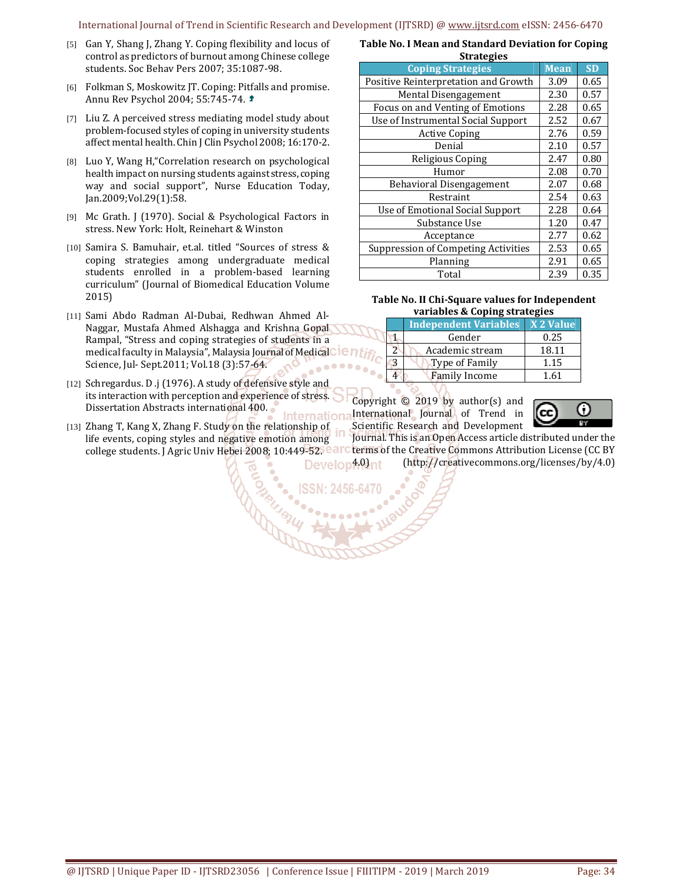[5] Gan Y, Shang J, Zhang Y. Coping flexibility and locus of control as predictors of burnout among Chinese college students. Soc Behav Pers 2007; 35:1087-98.

[6] Folkman S, Moskowitz JT. Coping: Pitfalls and promise. Annu Rev Psychol 2004; 55:745-74.

[7] Liu Z. A perceived stress mediating model study about problem-focused styles of coping in university students affect mental health. Chin J Clin Psychol 2008; 16:170-2.

[8] Luo Y, Wang H,"Correlation research on psychological health impact on nursing students against stress, coping way and social support", Nurse Education Today, Jan.2009;Vol.29(1):58.

[9] Mc Grath. J (1970). Social & Psychological Factors in stress. New York: Holt, Reinehart & Winston

[10] Samira S. Bamuhair, et.al. titled "Sources of stress & coping strategies among undergraduate medical students enrolled in a problem-based learning curriculum" (Journal of Biomedical Education Volume 2015)

[11] Sami Abdo Radman Al-Dubai, Redhwan Ahmed Al-Naggar, Mustafa Ahmed Alshagga and Krishna Gopal Rampal, "Stress and coping strategies of students in a medical faculty in Malaysia", Malaysia Journal of Medical Science, Jul- Sept.2011; Vol.18 (3):57-64.

[12] Schregardus. D .j (1976). A study of defensive style and its interaction with perception and experience of stress. Dissertation Abstracts international 400.

[13] Zhang T, Kang X, Zhang F. Study on the relationship of life events, coping styles and negative emotion among college students. J Agric Univ Hebei 2008; 10:449-52.

**Table No. I Mean and Standard Deviation for Coping Strategies**

| Coping Strategies | Mean | SD |
|---|---|---|
| Positive Reinterpretation and Growth | 3.09 | 0.65 |
| Mental Disengagement | 2.30 | 0.57 |
| Focus on and Venting of Emotions | 2.28 | 0.65 |
| Use of Instrumental Social Support | 2.52 | 0.67 |
| Active Coping | 2.76 | 0.59 |
| Denial | 2.10 | 0.57 |
| Religious Coping | 2.47 | 0.80 |
| Humor | 2.08 | 0.70 |
| Behavioral Disengagement | 2.07 | 0.68 |
| Restraint | 2.54 | 0.63 |
| Use of Emotional Social Support | 2.28 | 0.64 |
| Substance Use | 1.20 | 0.47 |
| Acceptance | 2.77 | 0.62 |
| Suppression of Competing Activities | 2.53 | 0.65 |
| Planning | 2.91 | 0.65 |
| Total | 2.39 | 0.35 |

**Table No. II Chi-Square values for Independent variables & Coping strategies**

| | Independent Variables | X 2 Value |
|---|---|---|
| 1 | Gender | 0.25 |
| 2 | Academic stream | 18.11 |
| 3 | Type of Family | 1.15 |
| 4 | Family Income | 1.61 |

Copyright © 2019 by author(s) and International Journal of Trend in Scientific Research and Development Journal. This is an Open Access article distributed under the terms of the Creative Commons Attribution License (CC BY 4.0) (http://creativecommons.org/licenses/by/4.0)